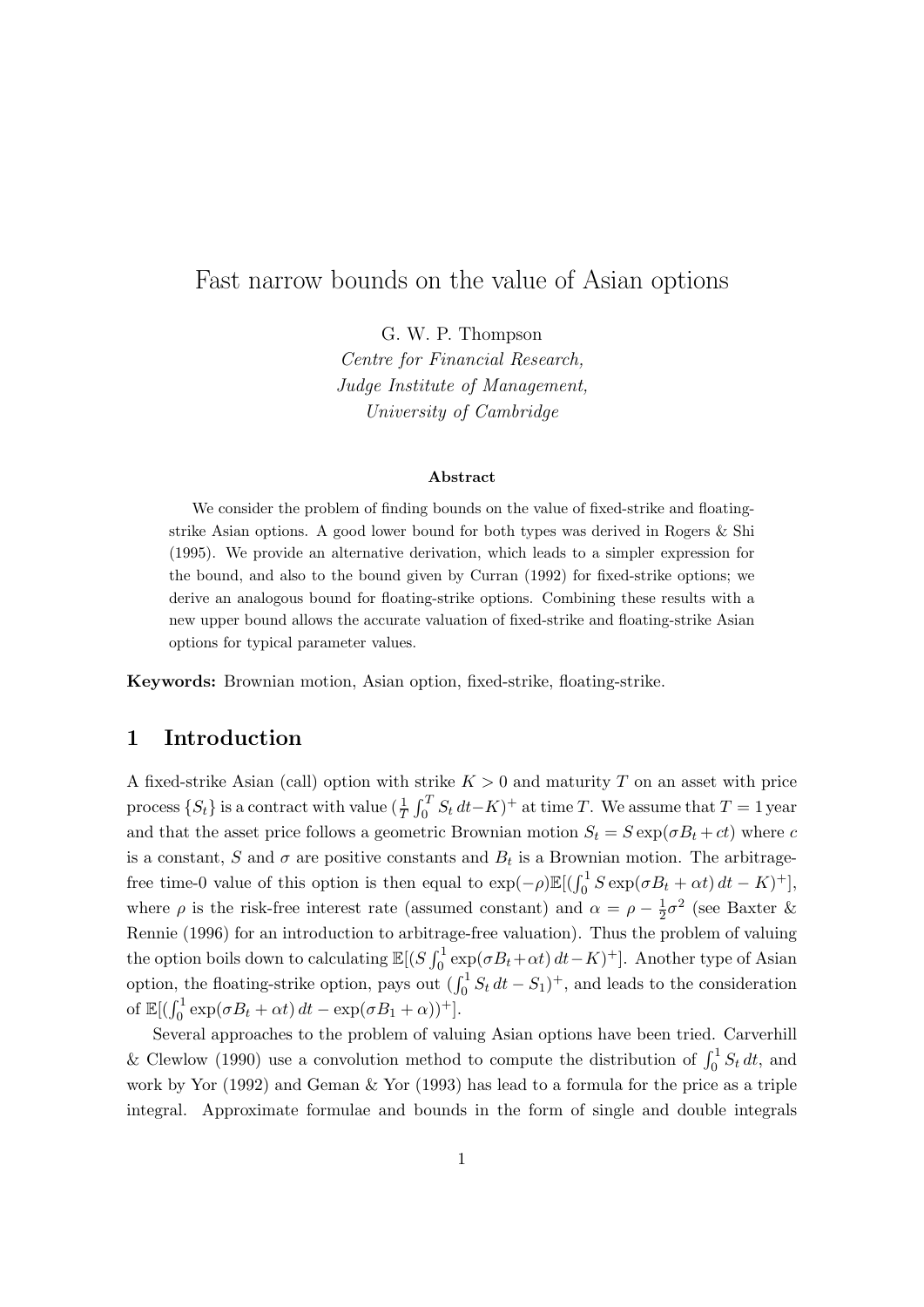# Fast narrow bounds on the value of Asian options

G. W. P. Thompson

*Centre for Financial Research,*
*Judge Institute of Management,*
*University of Cambridge*

### Abstract

We consider the problem of finding bounds on the value of fixed-strike and floating-strike Asian options. A good lower bound for both types was derived in Rogers & Shi (1995). We provide an alternative derivation, which leads to a simpler expression for the bound, and also to the bound given by Curran (1992) for fixed-strike options; we derive an analogous bound for floating-strike options. Combining these results with a new upper bound allows the accurate valuation of fixed-strike and floating-strike Asian options for typical parameter values.

**Keywords:** Brownian motion, Asian option, fixed-strike, floating-strike.

## 1 Introduction

A fixed-strike Asian (call) option with strike $K > 0$ and maturity $T$ on an asset with price process $\{S_t\}$ is a contract with value $(\frac{1}{T}\int_0^T S_t\,dt - K)^+$ at time $T$. We assume that $T = 1$ year and that the asset price follows a geometric Brownian motion $S_t = S\exp(\sigma B_t + ct)$ where $c$ is a constant, $S$ and $\sigma$ are positive constants and $B_t$ is a Brownian motion. The arbitrage-free time-0 value of this option is then equal to $\exp(-\rho)\mathbb{E}[(\int_0^1 S\exp(\sigma B_t + \alpha t)\,dt - K)^+]$, where $\rho$ is the risk-free interest rate (assumed constant) and $\alpha = \rho - \frac{1}{2}\sigma^2$ (see Baxter & Rennie (1996) for an introduction to arbitrage-free valuation). Thus the problem of valuing the option boils down to calculating $\mathbb{E}[(S\int_0^1 \exp(\sigma B_t + \alpha t)\,dt - K)^+]$. Another type of Asian option, the floating-strike option, pays out $(\int_0^1 S_t\,dt - S_1)^+$, and leads to the consideration of $\mathbb{E}[(\int_0^1 \exp(\sigma B_t + \alpha t)\,dt - \exp(\sigma B_1 + \alpha))^+]$.

Several approaches to the problem of valuing Asian options have been tried. Carverhill & Clewlow (1990) use a convolution method to compute the distribution of $\int_0^1 S_t\,dt$, and work by Yor (1992) and Geman & Yor (1993) has lead to a formula for the price as a triple integral. Approximate formulae and bounds in the form of single and double integrals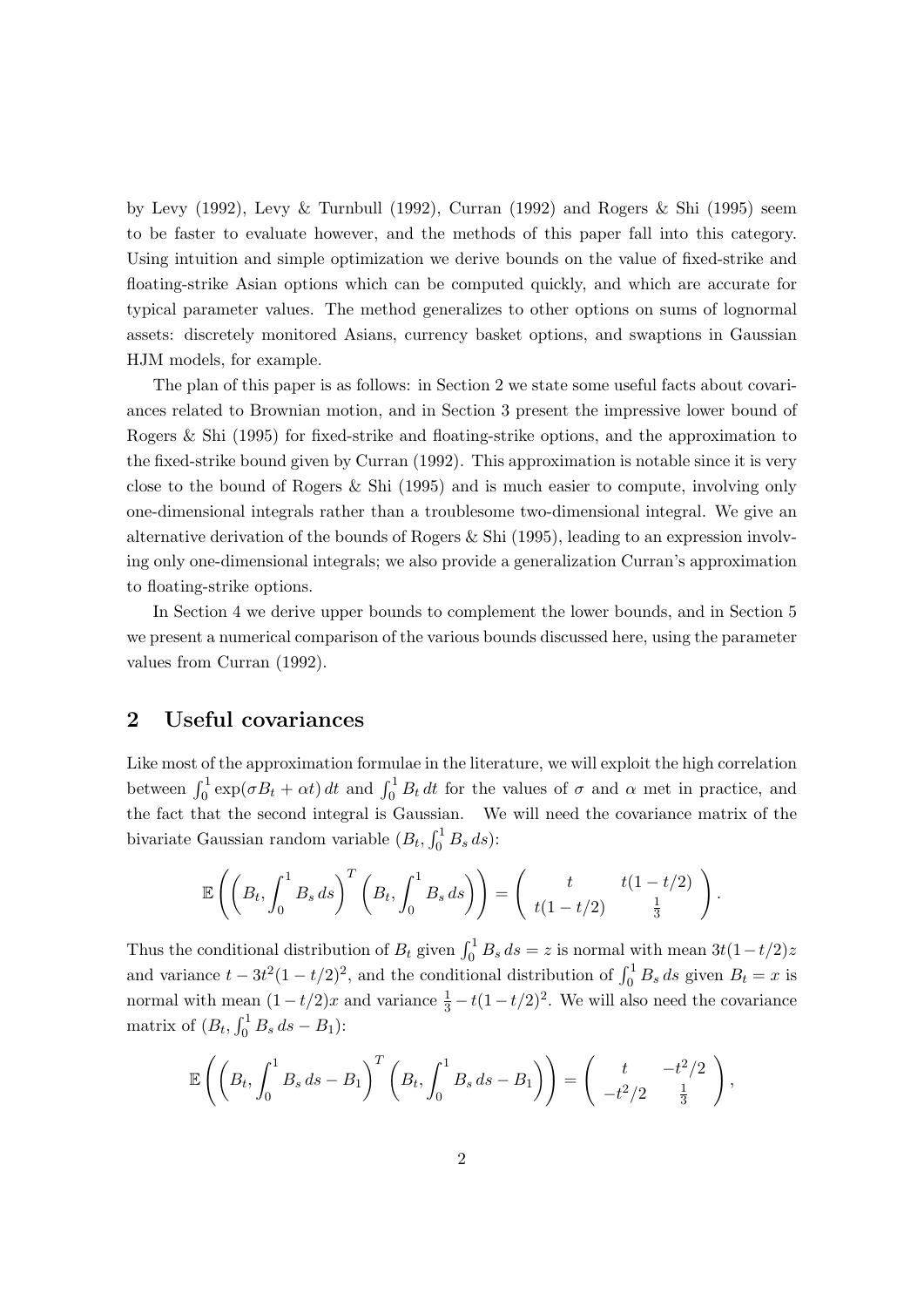by Levy (1992), Levy & Turnbull (1992), Curran (1992) and Rogers & Shi (1995) seem to be faster to evaluate however, and the methods of this paper fall into this category. Using intuition and simple optimization we derive bounds on the value of fixed-strike and floating-strike Asian options which can be computed quickly, and which are accurate for typical parameter values. The method generalizes to other options on sums of lognormal assets: discretely monitored Asians, currency basket options, and swaptions in Gaussian HJM models, for example.

The plan of this paper is as follows: in Section 2 we state some useful facts about covariances related to Brownian motion, and in Section 3 present the impressive lower bound of Rogers & Shi (1995) for fixed-strike and floating-strike options, and the approximation to the fixed-strike bound given by Curran (1992). This approximation is notable since it is very close to the bound of Rogers & Shi (1995) and is much easier to compute, involving only one-dimensional integrals rather than a troublesome two-dimensional integral. We give an alternative derivation of the bounds of Rogers & Shi (1995), leading to an expression involving only one-dimensional integrals; we also provide a generalization Curran's approximation to floating-strike options.

In Section 4 we derive upper bounds to complement the lower bounds, and in Section 5 we present a numerical comparison of the various bounds discussed here, using the parameter values from Curran (1992).

## 2 Useful covariances

Like most of the approximation formulae in the literature, we will exploit the high correlation between $\int_0^1 \exp(\sigma B_t + \alpha t)\,dt$ and $\int_0^1 B_t\,dt$ for the values of $\sigma$ and $\alpha$ met in practice, and the fact that the second integral is Gaussian. We will need the covariance matrix of the bivariate Gaussian random variable $(B_t, \int_0^1 B_s\,ds)$:

$$\mathbb{E}\left( \left( B_t, \int_0^1 B_s\,ds \right)^T \left( B_t, \int_0^1 B_s\,ds \right) \right) = \begin{pmatrix} t & t(1-t/2) \\ t(1-t/2) & \frac{1}{3} \end{pmatrix}.$$

Thus the conditional distribution of $B_t$ given $\int_0^1 B_s\,ds = z$ is normal with mean $3t(1-t/2)z$ and variance $t - 3t^2(1-t/2)^2$, and the conditional distribution of $\int_0^1 B_s\,ds$ given $B_t = x$ is normal with mean $(1-t/2)x$ and variance $\frac{1}{3} - t(1-t/2)^2$. We will also need the covariance matrix of $(B_t, \int_0^1 B_s\,ds - B_1)$:

$$\mathbb{E}\left( \left( B_t, \int_0^1 B_s\,ds - B_1 \right)^T \left( B_t, \int_0^1 B_s\,ds - B_1 \right) \right) = \begin{pmatrix} t & -t^2/2 \\ -t^2/2 & \frac{1}{3} \end{pmatrix},$$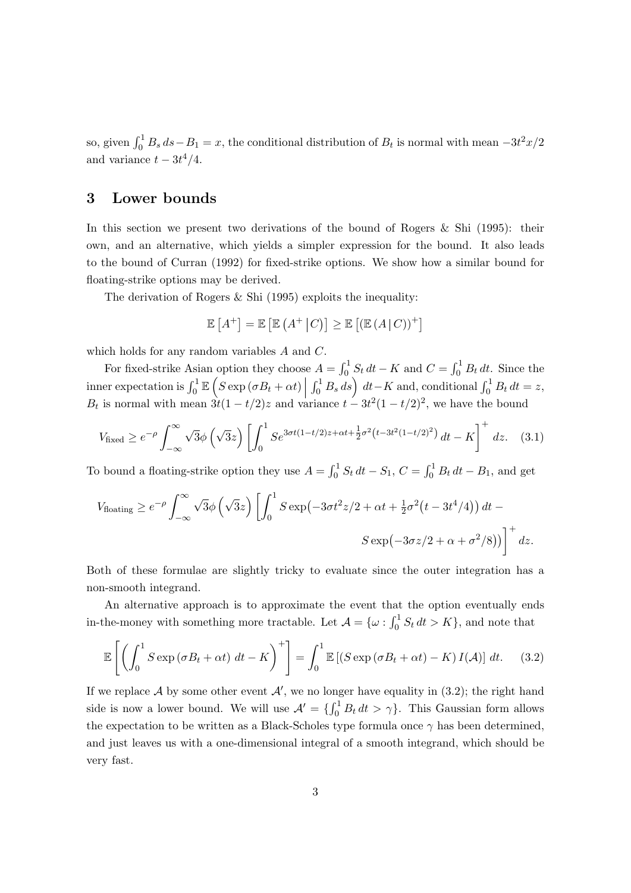so, given $\int_0^1 B_s\,ds - B_1 = x$, the conditional distribution of $B_t$ is normal with mean $-3t^2x/2$ and variance $t - 3t^4/4$.

## 3 Lower bounds

In this section we present two derivations of the bound of Rogers & Shi (1995): their own, and an alternative, which yields a simpler expression for the bound. It also leads to the bound of Curran (1992) for fixed-strike options. We show how a similar bound for floating-strike options may be derived.

The derivation of Rogers & Shi (1995) exploits the inequality:

$$\mathbb{E}\left[A^+\right] = \mathbb{E}\left[\mathbb{E}\left(A^+ \,\middle|\, C\right)\right] \geq \mathbb{E}\left[\left(\mathbb{E}\left(A \,|\, C\right)\right)^+\right]$$

which holds for any random variables $A$ and $C$.

For fixed-strike Asian option they choose $A = \int_0^1 S_t\,dt - K$ and $C = \int_0^1 B_t\,dt$. Since the inner expectation is $\int_0^1 \mathbb{E}\left(S\exp\left(\sigma B_t + \alpha t\right) \,\middle|\, \int_0^1 B_s\,ds\right)\,dt - K$ and, conditional $\int_0^1 B_t\,dt = z$, $B_t$ is normal with mean $3t(1-t/2)z$ and variance $t - 3t^2(1-t/2)^2$, we have the bound

$$V_{\text{fixed}} \geq e^{-\rho}\int_{-\infty}^{\infty}\sqrt{3}\phi\left(\sqrt{3}z\right)\left[\int_0^1 Se^{3\sigma t(1-t/2)z+\alpha t+\frac{1}{2}\sigma^2\left(t-3t^2(1-t/2)^2\right)}\,dt - K\right]^+\,dz. \quad (3.1)$$

To bound a floating-strike option they use $A = \int_0^1 S_t\,dt - S_1$, $C = \int_0^1 B_t\,dt - B_1$, and get

$$V_{\text{floating}} \geq e^{-\rho}\int_{-\infty}^{\infty}\sqrt{3}\phi\left(\sqrt{3}z\right)\left[\int_0^1 S\exp\bigl(-3\sigma t^2 z/2 + \alpha t + \tfrac{1}{2}\sigma^2\bigl(t - 3t^4/4\bigr)\bigr)\,dt - S\exp\bigl(-3\sigma z/2 + \alpha + \sigma^2/8\bigr)\Bigr)\right]^+\,dz.$$

Both of these formulae are slightly tricky to evaluate since the outer integration has a non-smooth integrand.

An alternative approach is to approximate the event that the option eventually ends in-the-money with something more tractable. Let $\mathcal{A} = \{\omega : \int_0^1 S_t\,dt > K\}$, and note that

$$\mathbb{E}\left[\left(\int_0^1 S\exp\left(\sigma B_t + \alpha t\right)\,dt - K\right)^+\right] = \int_0^1 \mathbb{E}\left[\left(S\exp\left(\sigma B_t + \alpha t\right) - K\right)I(\mathcal{A})\right]\,dt. \quad (3.2)$$

If we replace $\mathcal{A}$ by some other event $\mathcal{A}'$, we no longer have equality in (3.2); the right hand side is now a lower bound. We will use $\mathcal{A}' = \{\int_0^1 B_t\,dt > \gamma\}$. This Gaussian form allows the expectation to be written as a Black-Scholes type formula once $\gamma$ has been determined, and just leaves us with a one-dimensional integral of a smooth integrand, which should be very fast.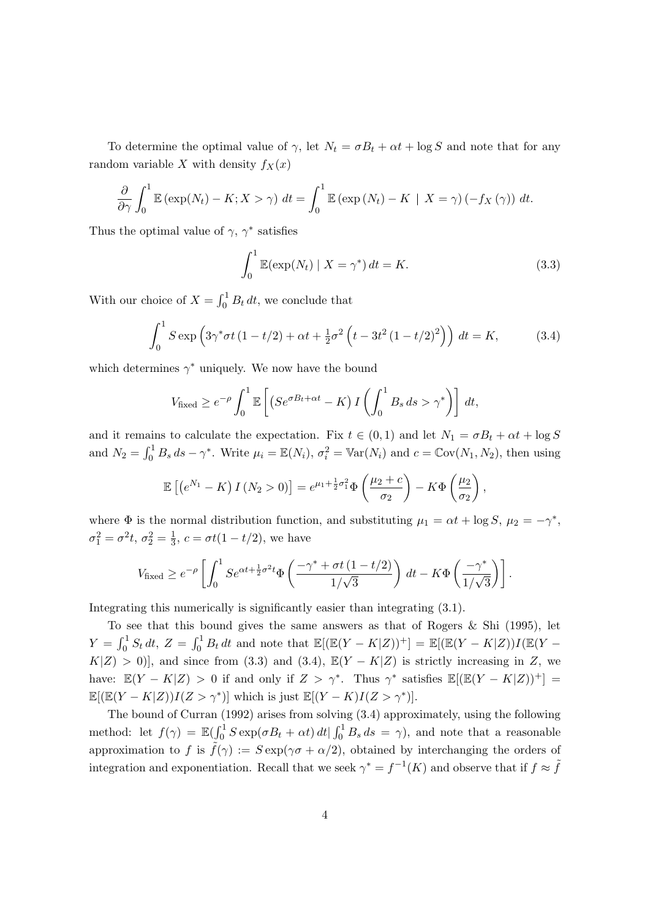To determine the optimal value of $\gamma$, let $N_t = \sigma B_t + \alpha t + \log S$ and note that for any random variable $X$ with density $f_X(x)$

$$\frac{\partial}{\partial \gamma} \int_0^1 \mathbb{E}\left(\exp(N_t) - K; X > \gamma\right) dt = \int_0^1 \mathbb{E}\left(\exp\left(N_t\right) - K \mid X = \gamma\right)\left(-f_X\left(\gamma\right)\right) dt.$$

Thus the optimal value of $\gamma$, $\gamma^*$ satisfies

$$\int_0^1 \mathbb{E}(\exp(N_t) \mid X = \gamma^*)\, dt = K. \tag{3.3}$$

With our choice of $X = \int_0^1 B_t\, dt$, we conclude that

$$\int_0^1 S \exp\left(3\gamma^* \sigma t\left(1 - t/2\right) + \alpha t + \tfrac{1}{2}\sigma^2 \left(t - 3t^2\left(1 - t/2\right)^2\right)\right) dt = K, \tag{3.4}$$

which determines $\gamma^*$ uniquely. We now have the bound

$$V_{\text{fixed}} \geq e^{-\rho} \int_0^1 \mathbb{E}\left[\left(Se^{\sigma B_t + \alpha t} - K\right) I\left(\int_0^1 B_s\, ds > \gamma^*\right)\right] dt,$$

and it remains to calculate the expectation. Fix $t \in (0,1)$ and let $N_1 = \sigma B_t + \alpha t + \log S$ and $N_2 = \int_0^1 B_s\, ds - \gamma^*$. Write $\mu_i = \mathbb{E}(N_i)$, $\sigma_i^2 = \mathbb{V}\text{ar}(N_i)$ and $c = \mathbb{C}\text{ov}(N_1, N_2)$, then using

$$\mathbb{E}\left[\left(e^{N_1} - K\right) I\left(N_2 > 0\right)\right] = e^{\mu_1 + \frac{1}{2}\sigma_1^2} \Phi\left(\frac{\mu_2 + c}{\sigma_2}\right) - K\Phi\left(\frac{\mu_2}{\sigma_2}\right),$$

where $\Phi$ is the normal distribution function, and substituting $\mu_1 = \alpha t + \log S$, $\mu_2 = -\gamma^*$, $\sigma_1^2 = \sigma^2 t$, $\sigma_2^2 = \frac{1}{3}$, $c = \sigma t(1 - t/2)$, we have

$$V_{\text{fixed}} \geq e^{-\rho}\left[\int_0^1 Se^{\alpha t + \frac{1}{2}\sigma^2 t} \Phi\left(\frac{-\gamma^* + \sigma t\left(1 - t/2\right)}{1/\sqrt{3}}\right) dt - K\Phi\left(\frac{-\gamma^*}{1/\sqrt{3}}\right)\right].$$

Integrating this numerically is significantly easier than integrating (3.1).

To see that this bound gives the same answers as that of Rogers & Shi (1995), let $Y = \int_0^1 S_t\, dt$, $Z = \int_0^1 B_t\, dt$ and note that $\mathbb{E}[(\mathbb{E}(Y - K|Z))^+] = \mathbb{E}[(\mathbb{E}(Y - K|Z))I(\mathbb{E}(Y - K|Z) > 0)]$, and since from (3.3) and (3.4), $\mathbb{E}(Y - K|Z)$ is strictly increasing in $Z$, we have: $\mathbb{E}(Y - K|Z) > 0$ if and only if $Z > \gamma^*$. Thus $\gamma^*$ satisfies $\mathbb{E}[(\mathbb{E}(Y - K|Z))^+] = \mathbb{E}[(\mathbb{E}(Y - K|Z))I(Z > \gamma^*)]$ which is just $\mathbb{E}[(Y - K)I(Z > \gamma^*)]$.

The bound of Curran (1992) arises from solving (3.4) approximately, using the following method: let $f(\gamma) = \mathbb{E}(\int_0^1 S\exp(\sigma B_t + \alpha t)\, dt | \int_0^1 B_s\, ds = \gamma)$, and note that a reasonable approximation to $f$ is $\tilde{f}(\gamma) := S\exp(\gamma\sigma + \alpha/2)$, obtained by interchanging the orders of integration and exponentiation. Recall that we seek $\gamma^* = f^{-1}(K)$ and observe that if $f \approx \tilde{f}$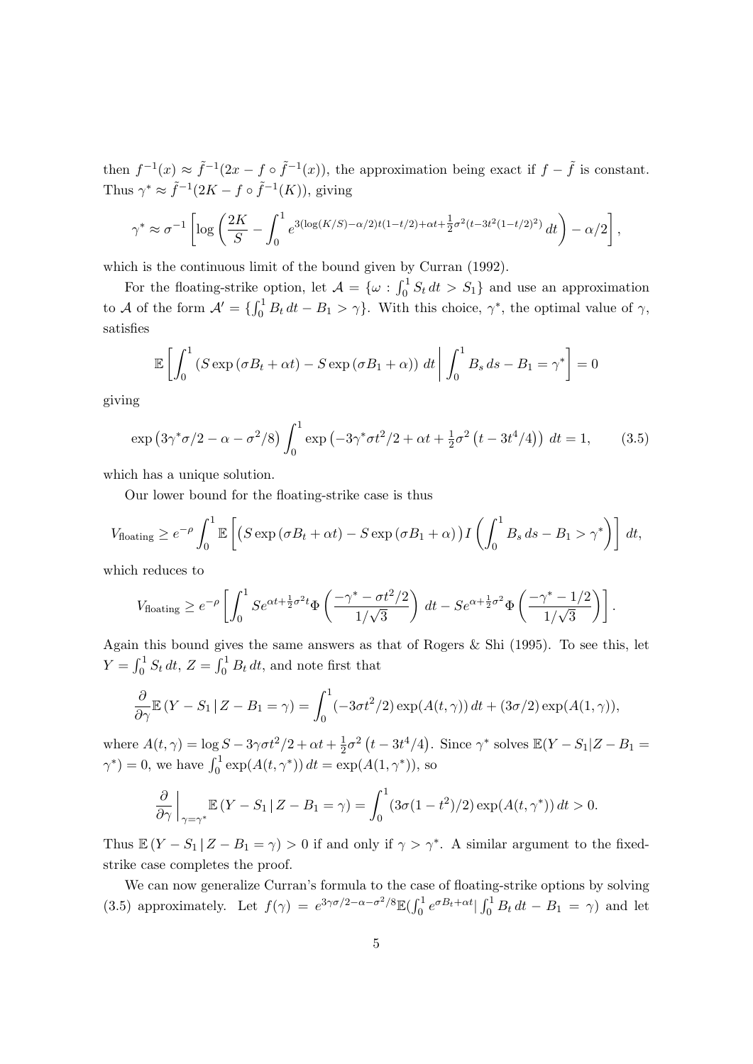then $f^{-1}(x) \approx \tilde{f}^{-1}(2x - f \circ \tilde{f}^{-1}(x))$, the approximation being exact if $f - \tilde{f}$ is constant. Thus $\gamma^* \approx \tilde{f}^{-1}(2K - f \circ \tilde{f}^{-1}(K))$, giving

$$\gamma^* \approx \sigma^{-1} \left[ \log \left( \frac{2K}{S} - \int_0^1 e^{3(\log(K/S) - \alpha/2)t(1-t/2) + \alpha t + \frac{1}{2}\sigma^2 (t - 3t^2(1-t/2)^2)} \, dt \right) - \alpha/2 \right],$$

which is the continuous limit of the bound given by Curran (1992).

For the floating-strike option, let $\mathcal{A} = \{\omega : \int_0^1 S_t \, dt > S_1\}$ and use an approximation to $\mathcal{A}$ of the form $\mathcal{A}' = \{\int_0^1 B_t \, dt - B_1 > \gamma\}$. With this choice, $\gamma^*$, the optimal value of $\gamma$, satisfies

$$\mathbb{E}\left[ \int_0^1 \left( S \exp\left(\sigma B_t + \alpha t\right) - S \exp\left(\sigma B_1 + \alpha\right) \right) \, dt \,\middle|\, \int_0^1 B_s \, ds - B_1 = \gamma^* \right] = 0$$

giving

$$\exp\left(3\gamma^* \sigma/2 - \alpha - \sigma^2/8\right) \int_0^1 \exp\left(-3\gamma^* \sigma t^2/2 + \alpha t + \tfrac{1}{2}\sigma^2 \left(t - 3t^4/4\right)\right) \, dt = 1, \qquad (3.5)$$

which has a unique solution.

Our lower bound for the floating-strike case is thus

$$V_{\text{floating}} \geq e^{-\rho} \int_0^1 \mathbb{E}\left[ \left( S \exp\left(\sigma B_t + \alpha t\right) - S \exp\left(\sigma B_1 + \alpha\right) \right) I\left( \int_0^1 B_s \, ds - B_1 > \gamma^* \right) \right] \, dt,$$

which reduces to

$$V_{\text{floating}} \geq e^{-\rho} \left[ \int_0^1 S e^{\alpha t + \frac{1}{2}\sigma^2 t} \Phi\left( \frac{-\gamma^* - \sigma t^2/2}{1/\sqrt{3}} \right) \, dt - S e^{\alpha + \frac{1}{2}\sigma^2} \Phi\left( \frac{-\gamma^* - 1/2}{1/\sqrt{3}} \right) \right].$$

Again this bound gives the same answers as that of Rogers & Shi (1995). To see this, let $Y = \int_0^1 S_t \, dt$, $Z = \int_0^1 B_t \, dt$, and note first that

$$\frac{\partial}{\partial \gamma} \mathbb{E}\left(Y - S_1 \,|\, Z - B_1 = \gamma\right) = \int_0^1 (-3\sigma t^2/2) \exp(A(t, \gamma)) \, dt + (3\sigma/2) \exp(A(1, \gamma)),$$

where $A(t, \gamma) = \log S - 3\gamma \sigma t^2/2 + \alpha t + \frac{1}{2}\sigma^2 \left(t - 3t^4/4\right)$. Since $\gamma^*$ solves $\mathbb{E}(Y - S_1 | Z - B_1 = \gamma^*) = 0$, we have $\int_0^1 \exp(A(t, \gamma^*)) \, dt = \exp(A(1, \gamma^*))$, so

$$\left.\frac{\partial}{\partial \gamma}\right|_{\gamma = \gamma^*} \mathbb{E}\left(Y - S_1 \,|\, Z - B_1 = \gamma\right) = \int_0^1 (3\sigma(1 - t^2)/2) \exp(A(t, \gamma^*)) \, dt > 0.$$

Thus $\mathbb{E}\left(Y - S_1 \,|\, Z - B_1 = \gamma\right) > 0$ if and only if $\gamma > \gamma^*$. A similar argument to the fixed-strike case completes the proof.

We can now generalize Curran's formula to the case of floating-strike options by solving (3.5) approximately. Let $f(\gamma) = e^{3\gamma\sigma/2 - \alpha - \sigma^2/8} \mathbb{E}(\int_0^1 e^{\sigma B_t + \alpha t} | \int_0^1 B_t \, dt - B_1 = \gamma)$ and let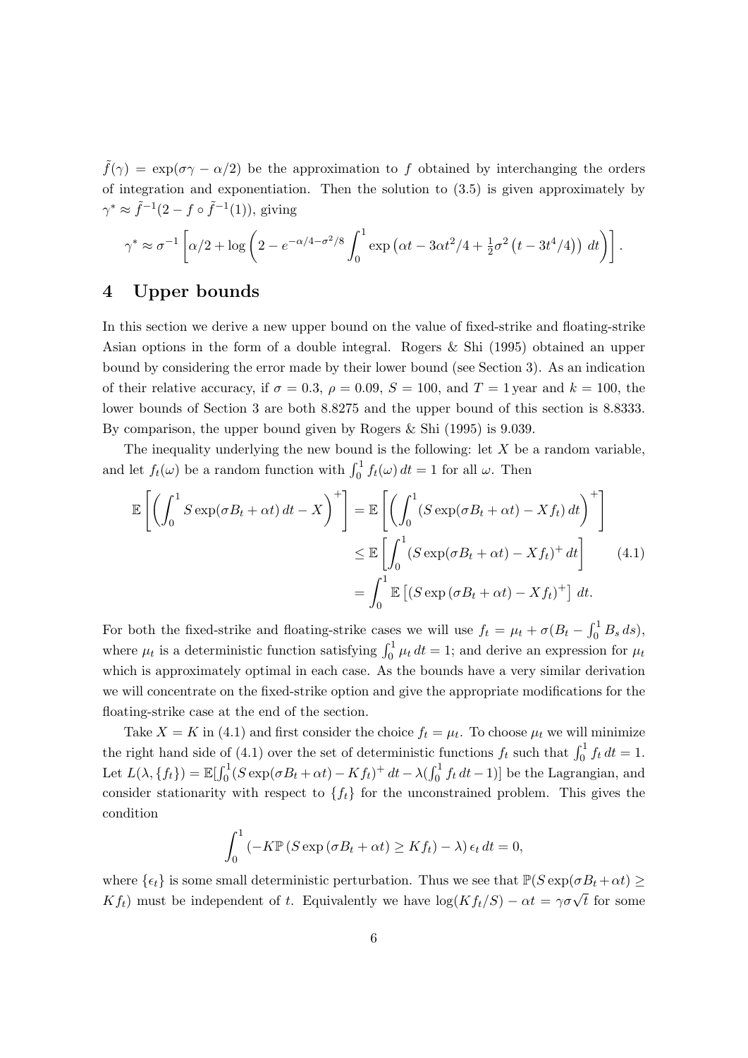$\tilde{f}(\gamma) = \exp(\sigma\gamma - \alpha/2)$ be the approximation to $f$ obtained by interchanging the orders of integration and exponentiation. Then the solution to (3.5) is given approximately by $\gamma^* \approx \tilde{f}^{-1}(2 - f \circ \tilde{f}^{-1}(1))$, giving

$$\gamma^* \approx \sigma^{-1}\left[\alpha/2 + \log\left(2 - e^{-\alpha/4 - \sigma^2/8}\int_0^1 \exp\left(\alpha t - 3\alpha t^2/4 + \tfrac{1}{2}\sigma^2\left(t - 3t^4/4\right)\right)\,dt\right)\right].$$

## 4 Upper bounds

In this section we derive a new upper bound on the value of fixed-strike and floating-strike Asian options in the form of a double integral. Rogers & Shi (1995) obtained an upper bound by considering the error made by their lower bound (see Section 3). As an indication of their relative accuracy, if $\sigma = 0.3$, $\rho = 0.09$, $S = 100$, and $T = 1$ year and $k = 100$, the lower bounds of Section 3 are both 8.8275 and the upper bound of this section is 8.8333. By comparison, the upper bound given by Rogers & Shi (1995) is 9.039.

The inequality underlying the new bound is the following: let $X$ be a random variable, and let $f_t(\omega)$ be a random function with $\int_0^1 f_t(\omega)\,dt = 1$ for all $\omega$. Then

$$\begin{aligned}
\mathbb{E}\left[\left(\int_0^1 S\exp(\sigma B_t + \alpha t)\,dt - X\right)^+\right] &= \mathbb{E}\left[\left(\int_0^1 (S\exp(\sigma B_t + \alpha t) - X f_t)\,dt\right)^+\right] \\
&\leq \mathbb{E}\left[\int_0^1 (S\exp(\sigma B_t + \alpha t) - X f_t)^+\,dt\right] \qquad (4.1)\\
&= \int_0^1 \mathbb{E}\left[(S\exp(\sigma B_t + \alpha t) - X f_t)^+\right]\,dt.
\end{aligned}$$

For both the fixed-strike and floating-strike cases we will use $f_t = \mu_t + \sigma(B_t - \int_0^1 B_s\,ds)$, where $\mu_t$ is a deterministic function satisfying $\int_0^1 \mu_t\,dt = 1$; and derive an expression for $\mu_t$ which is approximately optimal in each case. As the bounds have a very similar derivation we will concentrate on the fixed-strike option and give the appropriate modifications for the floating-strike case at the end of the section.

Take $X = K$ in (4.1) and first consider the choice $f_t = \mu_t$. To choose $\mu_t$ we will minimize the right hand side of (4.1) over the set of deterministic functions $f_t$ such that $\int_0^1 f_t\,dt = 1$. Let $L(\lambda, \{f_t\}) = \mathbb{E}[\int_0^1 (S\exp(\sigma B_t + \alpha t) - K f_t)^+\,dt - \lambda(\int_0^1 f_t\,dt - 1)]$ be the Lagrangian, and consider stationarity with respect to $\{f_t\}$ for the unconstrained problem. This gives the condition

$$\int_0^1 \left(-K\mathbb{P}\left(S\exp\left(\sigma B_t + \alpha t\right) \geq K f_t\right) - \lambda\right)\epsilon_t\,dt = 0,$$

where $\{\epsilon_t\}$ is some small deterministic perturbation. Thus we see that $\mathbb{P}(S\exp(\sigma B_t + \alpha t) \geq K f_t)$ must be independent of $t$. Equivalently we have $\log(K f_t/S) - \alpha t = \gamma\sigma\sqrt{t}$ for some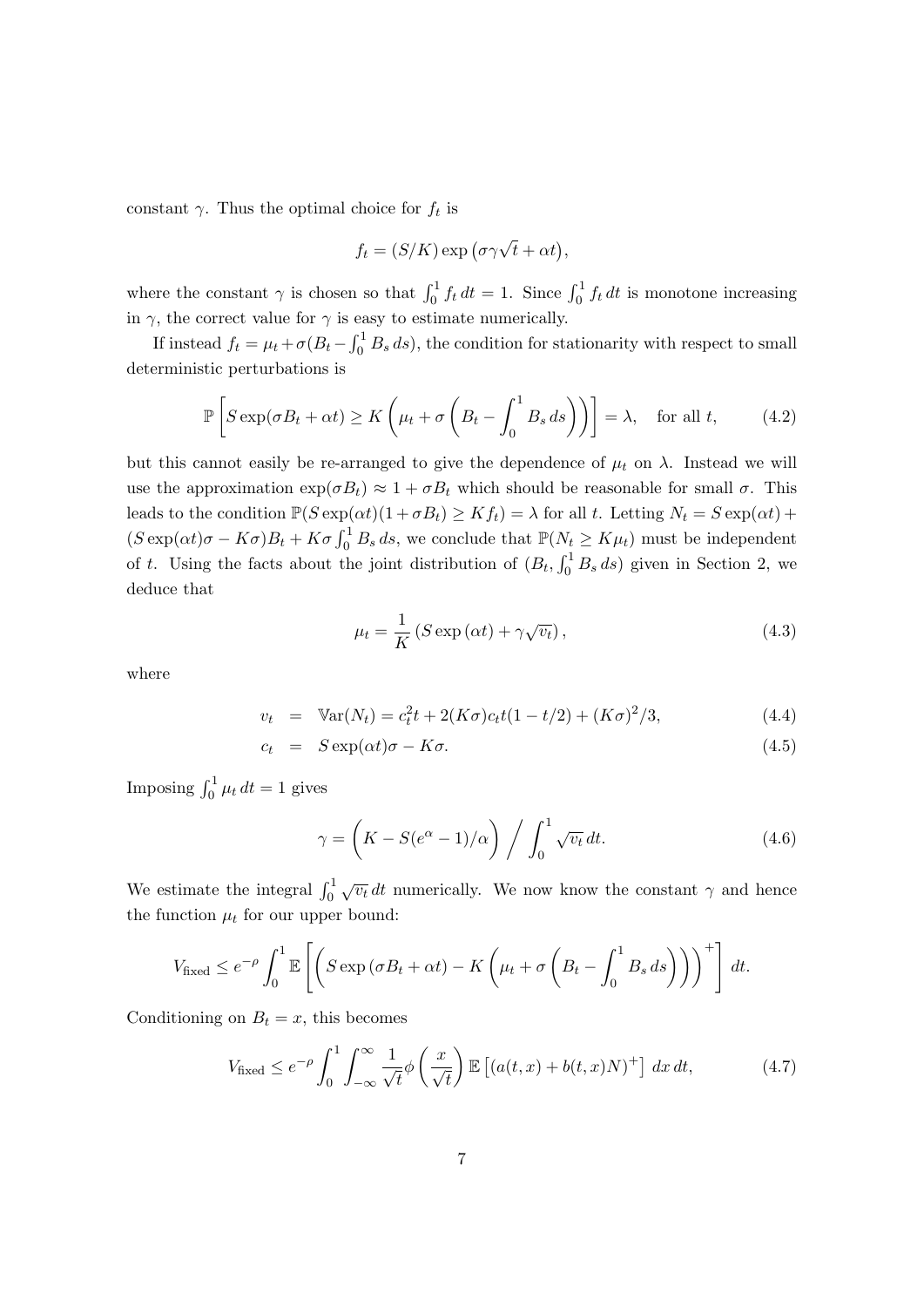constant $\gamma$. Thus the optimal choice for $f_t$ is

$$f_t = (S/K)\exp\left(\sigma\gamma\sqrt{t} + \alpha t\right),$$

where the constant $\gamma$ is chosen so that $\int_0^1 f_t\,dt = 1$. Since $\int_0^1 f_t\,dt$ is monotone increasing in $\gamma$, the correct value for $\gamma$ is easy to estimate numerically.

If instead $f_t = \mu_t + \sigma(B_t - \int_0^1 B_s\,ds)$, the condition for stationarity with respect to small deterministic perturbations is

$$\mathbb{P}\left[S\exp(\sigma B_t + \alpha t) \geq K\left(\mu_t + \sigma\left(B_t - \int_0^1 B_s\,ds\right)\right)\right] = \lambda, \quad \text{for all } t, \tag{4.2}$$

but this cannot easily be re-arranged to give the dependence of $\mu_t$ on $\lambda$. Instead we will use the approximation $\exp(\sigma B_t) \approx 1 + \sigma B_t$ which should be reasonable for small $\sigma$. This leads to the condition $\mathbb{P}(S\exp(\alpha t)(1+\sigma B_t) \geq K f_t) = \lambda$ for all $t$. Letting $N_t = S\exp(\alpha t) + (S\exp(\alpha t)\sigma - K\sigma)B_t + K\sigma\int_0^1 B_s\,ds$, we conclude that $\mathbb{P}(N_t \geq K\mu_t)$ must be independent of $t$. Using the facts about the joint distribution of $(B_t, \int_0^1 B_s\,ds)$ given in Section 2, we deduce that

$$\mu_t = \frac{1}{K}\left(S\exp\left(\alpha t\right) + \gamma\sqrt{v_t}\right), \tag{4.3}$$

where

$$v_t = \mathbb{V}\text{ar}(N_t) = c_t^2 t + 2(K\sigma)c_t t(1 - t/2) + (K\sigma)^2/3, \tag{4.4}$$

$$c_t = S\exp(\alpha t)\sigma - K\sigma. \tag{4.5}$$

Imposing $\int_0^1 \mu_t\,dt = 1$ gives

$$\gamma = \left(K - S(e^\alpha - 1)/\alpha\right) \Big/ \int_0^1 \sqrt{v_t}\,dt. \tag{4.6}$$

We estimate the integral $\int_0^1 \sqrt{v_t}\,dt$ numerically. We now know the constant $\gamma$ and hence the function $\mu_t$ for our upper bound:

$$V_{\text{fixed}} \leq e^{-\rho}\int_0^1 \mathbb{E}\left[\left(S\exp\left(\sigma B_t + \alpha t\right) - K\left(\mu_t + \sigma\left(B_t - \int_0^1 B_s\,ds\right)\right)\right)^+\right]\,dt.$$

Conditioning on $B_t = x$, this becomes

$$V_{\text{fixed}} \leq e^{-\rho}\int_0^1 \int_{-\infty}^{\infty} \frac{1}{\sqrt{t}}\phi\left(\frac{x}{\sqrt{t}}\right)\mathbb{E}\left[(a(t,x) + b(t,x)N)^+\right]\,dx\,dt, \tag{4.7}$$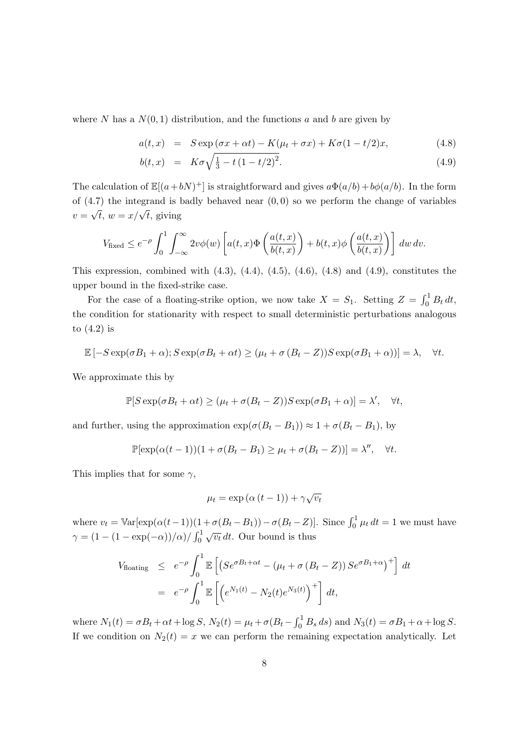where $N$ has a $N(0,1)$ distribution, and the functions $a$ and $b$ are given by

$$
\begin{aligned}
a(t,x) &= S\exp(\sigma x + \alpha t) - K(\mu_t + \sigma x) + K\sigma(1-t/2)x, && (4.8)\\
b(t,x) &= K\sigma\sqrt{\tfrac{1}{3} - t\,(1-t/2)^2}. && (4.9)
\end{aligned}
$$

The calculation of $\mathbb{E}[(a+bN)^+]$ is straightforward and gives $a\Phi(a/b)+b\phi(a/b)$. In the form of (4.7) the integrand is badly behaved near $(0,0)$ so we perform the change of variables $v=\sqrt{t}$, $w = x/\sqrt{t}$, giving

$$
V_{\text{fixed}} \le e^{-\rho}\int_0^1\int_{-\infty}^{\infty} 2v\phi(w)\left[a(t,x)\Phi\left(\frac{a(t,x)}{b(t,x)}\right) + b(t,x)\phi\left(\frac{a(t,x)}{b(t,x)}\right)\right]\,dw\,dv.
$$

This expression, combined with (4.3), (4.4), (4.5), (4.6), (4.8) and (4.9), constitutes the upper bound in the fixed-strike case.

For the case of a floating-strike option, we now take $X = S_1$. Setting $Z = \int_0^1 B_t\,dt$, the condition for stationarity with respect to small deterministic perturbations analogous to (4.2) is

$$
\mathbb{E}\left[-S\exp(\sigma B_1+\alpha); S\exp(\sigma B_t + \alpha t) \ge (\mu_t + \sigma\,(B_t - Z))S\exp(\sigma B_1 + \alpha)\right] = \lambda, \quad \forall t.
$$

We approximate this by

$$
\mathbb{P}[S\exp(\sigma B_t + \alpha t) \ge (\mu_t + \sigma(B_t - Z))S\exp(\sigma B_1+\alpha)] = \lambda', \quad \forall t,
$$

and further, using the approximation $\exp(\sigma(B_t - B_1)) \approx 1 + \sigma(B_t - B_1)$, by

$$
\mathbb{P}[\exp(\alpha(t-1))(1+\sigma(B_t - B_1) \ge \mu_t + \sigma(B_t - Z))] = \lambda'', \quad \forall t.
$$

This implies that for some $\gamma$,

$$
\mu_t = \exp\left(\alpha\,(t-1)\right) + \gamma\sqrt{v_t}
$$

where $v_t = \mathbb{V}\text{ar}[\exp(\alpha(t-1))(1+\sigma(B_t - B_1)) - \sigma(B_t - Z)]$. Since $\int_0^1 \mu_t\,dt = 1$ we must have $\gamma = (1-(1-\exp(-\alpha))/\alpha)/\int_0^1\sqrt{v_t}\,dt$. Our bound is thus

$$
\begin{aligned}
V_{\text{floating}} &\le e^{-\rho}\int_0^1 \mathbb{E}\left[\left(Se^{\sigma B_t + \alpha t} - (\mu_t + \sigma\,(B_t - Z))\,Se^{\sigma B_1+\alpha}\right)^+\right]\,dt\\
&= e^{-\rho}\int_0^1 \mathbb{E}\left[\left(e^{N_1(t)} - N_2(t)e^{N_3(t)}\right)^+\right]\,dt,
\end{aligned}
$$

where $N_1(t) = \sigma B_t + \alpha t + \log S$, $N_2(t) = \mu_t + \sigma(B_t - \int_0^1 B_s\,ds)$ and $N_3(t) = \sigma B_1 + \alpha + \log S$. If we condition on $N_2(t) = x$ we can perform the remaining expectation analytically. Let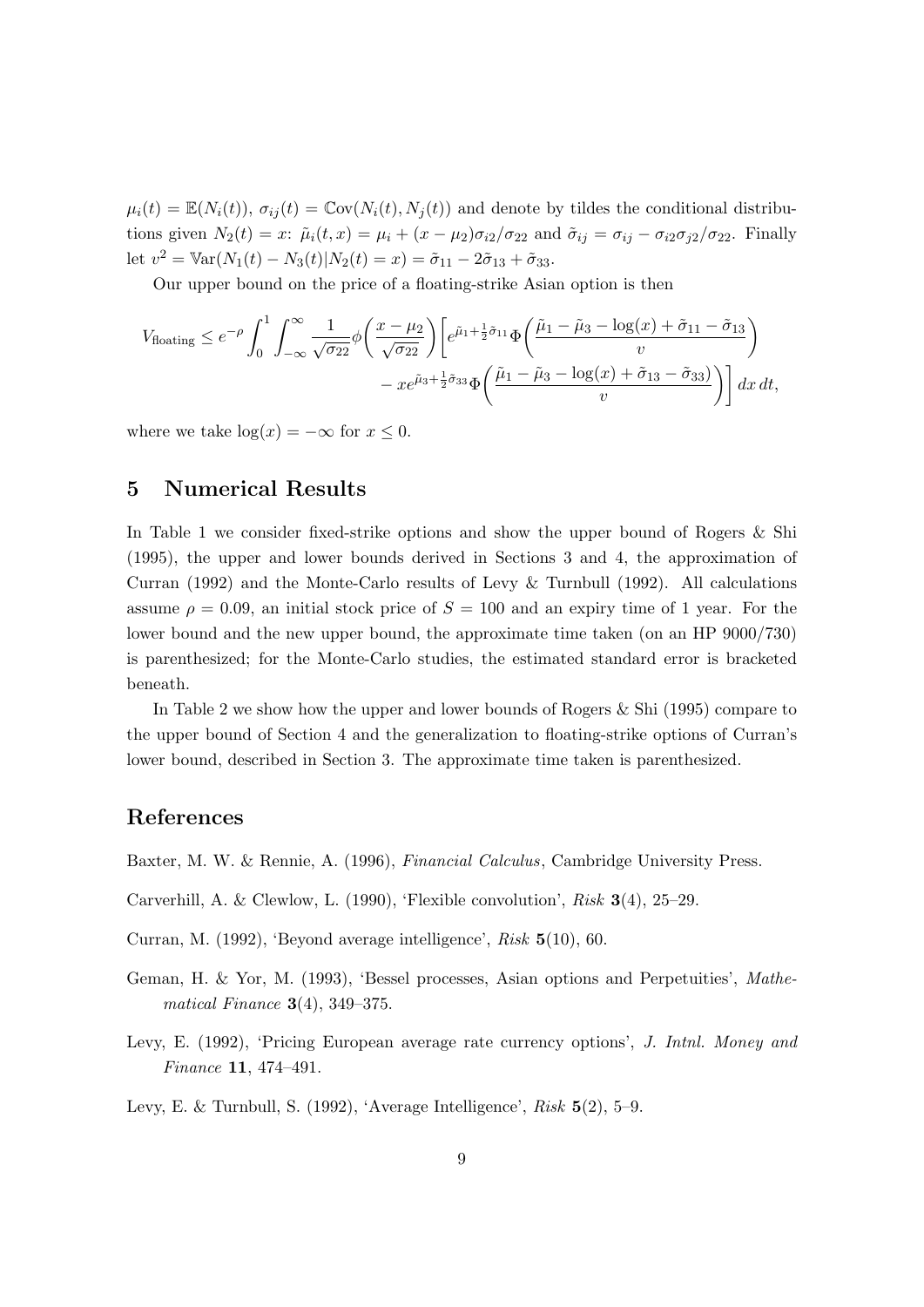$\mu_i(t) = \mathbb{E}(N_i(t))$, $\sigma_{ij}(t) = \mathbb{C}\text{ov}(N_i(t), N_j(t))$ and denote by tildes the conditional distributions given $N_2(t) = x$: $\tilde{\mu}_i(t,x) = \mu_i + (x - \mu_2)\sigma_{i2}/\sigma_{22}$ and $\tilde{\sigma}_{ij} = \sigma_{ij} - \sigma_{i2}\sigma_{j2}/\sigma_{22}$. Finally let $v^2 = \mathbb{V}\text{ar}(N_1(t) - N_3(t)|N_2(t) = x) = \tilde{\sigma}_{11} - 2\tilde{\sigma}_{13} + \tilde{\sigma}_{33}$.

Our upper bound on the price of a floating-strike Asian option is then

$$V_{\text{floating}} \leq e^{-\rho} \int_0^1 \int_{-\infty}^{\infty} \frac{1}{\sqrt{\sigma_{22}}} \phi\left(\frac{x - \mu_2}{\sqrt{\sigma_{22}}}\right) \left[ e^{\tilde{\mu}_1 + \frac{1}{2}\tilde{\sigma}_{11}} \Phi\left(\frac{\tilde{\mu}_1 - \tilde{\mu}_3 - \log(x) + \tilde{\sigma}_{11} - \tilde{\sigma}_{13}}{v}\right) - x e^{\tilde{\mu}_3 + \frac{1}{2}\tilde{\sigma}_{33}} \Phi\left(\frac{\tilde{\mu}_1 - \tilde{\mu}_3 - \log(x) + \tilde{\sigma}_{13} - \tilde{\sigma}_{33})}{v}\right) \right] dx\, dt,$$

where we take $\log(x) = -\infty$ for $x \leq 0$.

## 5 Numerical Results

In Table 1 we consider fixed-strike options and show the upper bound of Rogers & Shi (1995), the upper and lower bounds derived in Sections 3 and 4, the approximation of Curran (1992) and the Monte-Carlo results of Levy & Turnbull (1992). All calculations assume $\rho = 0.09$, an initial stock price of $S = 100$ and an expiry time of 1 year. For the lower bound and the new upper bound, the approximate time taken (on an HP 9000/730) is parenthesized; for the Monte-Carlo studies, the estimated standard error is bracketed beneath.

In Table 2 we show how the upper and lower bounds of Rogers & Shi (1995) compare to the upper bound of Section 4 and the generalization to floating-strike options of Curran's lower bound, described in Section 3. The approximate time taken is parenthesized.

## References

Baxter, M. W. & Rennie, A. (1996), *Financial Calculus*, Cambridge University Press.

Carverhill, A. & Clewlow, L. (1990), 'Flexible convolution', *Risk* **3**(4), 25–29.

Curran, M. (1992), 'Beyond average intelligence', *Risk* **5**(10), 60.

Geman, H. & Yor, M. (1993), 'Bessel processes, Asian options and Perpetuities', *Mathematical Finance* **3**(4), 349–375.

Levy, E. (1992), 'Pricing European average rate currency options', *J. Intnl. Money and Finance* **11**, 474–491.

Levy, E. & Turnbull, S. (1992), 'Average Intelligence', *Risk* **5**(2), 5–9.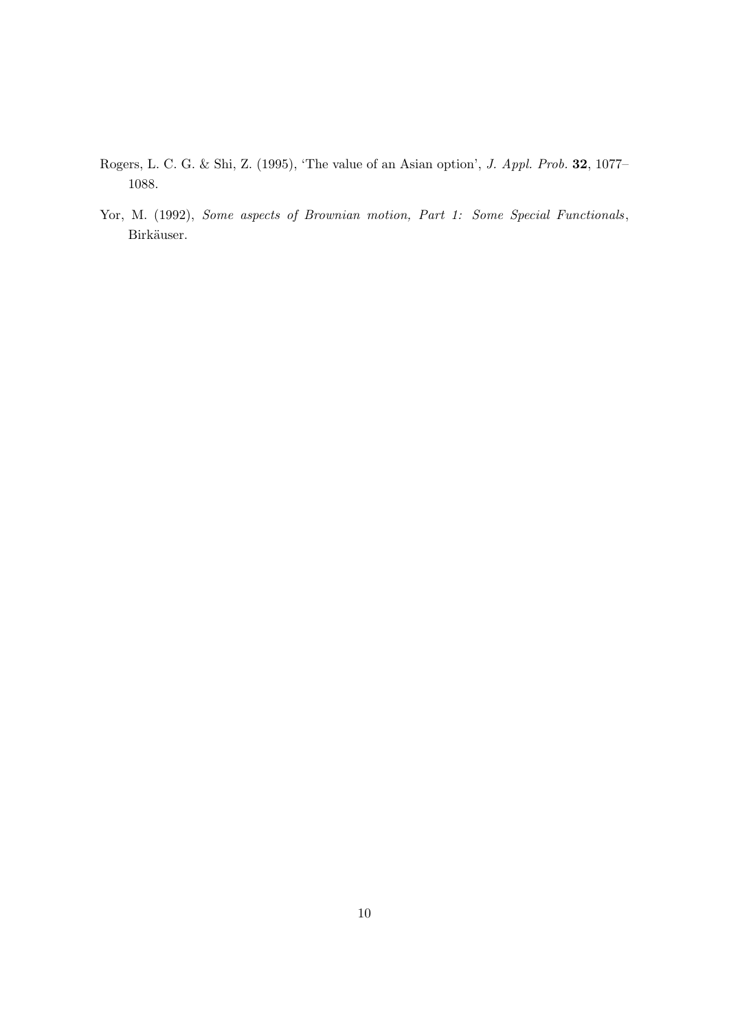Rogers, L. C. G. & Shi, Z. (1995), 'The value of an Asian option', *J. Appl. Prob.* **32**, 1077–1088.

Yor, M. (1992), *Some aspects of Brownian motion, Part 1: Some Special Functionals*, Birkäuser.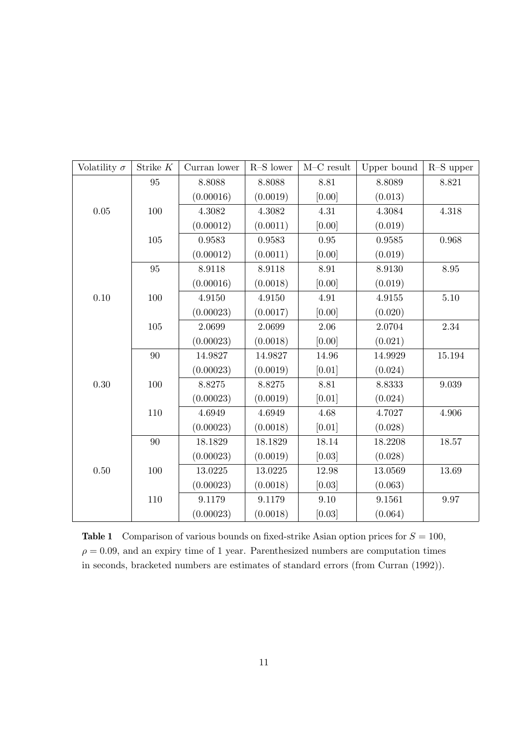| Volatility $\sigma$ | Strike $K$ | Curran lower | R–S lower | M–C result | Upper bound | R–S upper |
|---|---|---|---|---|---|---|
| 0.05 | 95 | 8.8088 | 8.8088 | 8.81 | 8.8089 | 8.821 |
| | | (0.00016) | (0.0019) | [0.00] | (0.013) | |
| | 100 | 4.3082 | 4.3082 | 4.31 | 4.3084 | 4.318 |
| | | (0.00012) | (0.0011) | [0.00] | (0.019) | |
| | 105 | 0.9583 | 0.9583 | 0.95 | 0.9585 | 0.968 |
| | | (0.00012) | (0.0011) | [0.00] | (0.019) | |
| 0.10 | 95 | 8.9118 | 8.9118 | 8.91 | 8.9130 | 8.95 |
| | | (0.00016) | (0.0018) | [0.00] | (0.019) | |
| | 100 | 4.9150 | 4.9150 | 4.91 | 4.9155 | 5.10 |
| | | (0.00023) | (0.0017) | [0.00] | (0.020) | |
| | 105 | 2.0699 | 2.0699 | 2.06 | 2.0704 | 2.34 |
| | | (0.00023) | (0.0018) | [0.00] | (0.021) | |
| 0.30 | 90 | 14.9827 | 14.9827 | 14.96 | 14.9929 | 15.194 |
| | | (0.00023) | (0.0019) | [0.01] | (0.024) | |
| | 100 | 8.8275 | 8.8275 | 8.81 | 8.8333 | 9.039 |
| | | (0.00023) | (0.0019) | [0.01] | (0.024) | |
| | 110 | 4.6949 | 4.6949 | 4.68 | 4.7027 | 4.906 |
| | | (0.00023) | (0.0018) | [0.01] | (0.028) | |
| 0.50 | 90 | 18.1829 | 18.1829 | 18.14 | 18.2208 | 18.57 |
| | | (0.00023) | (0.0019) | [0.03] | (0.028) | |
| | 100 | 13.0225 | 13.0225 | 12.98 | 13.0569 | 13.69 |
| | | (0.00023) | (0.0018) | [0.03] | (0.063) | |
| | 110 | 9.1179 | 9.1179 | 9.10 | 9.1561 | 9.97 |
| | | (0.00023) | (0.0018) | [0.03] | (0.064) | |

**Table 1** Comparison of various bounds on fixed-strike Asian option prices for $S = 100$, $\rho = 0.09$, and an expiry time of 1 year. Parenthesized numbers are computation times in seconds, bracketed numbers are estimates of standard errors (from Curran (1992)).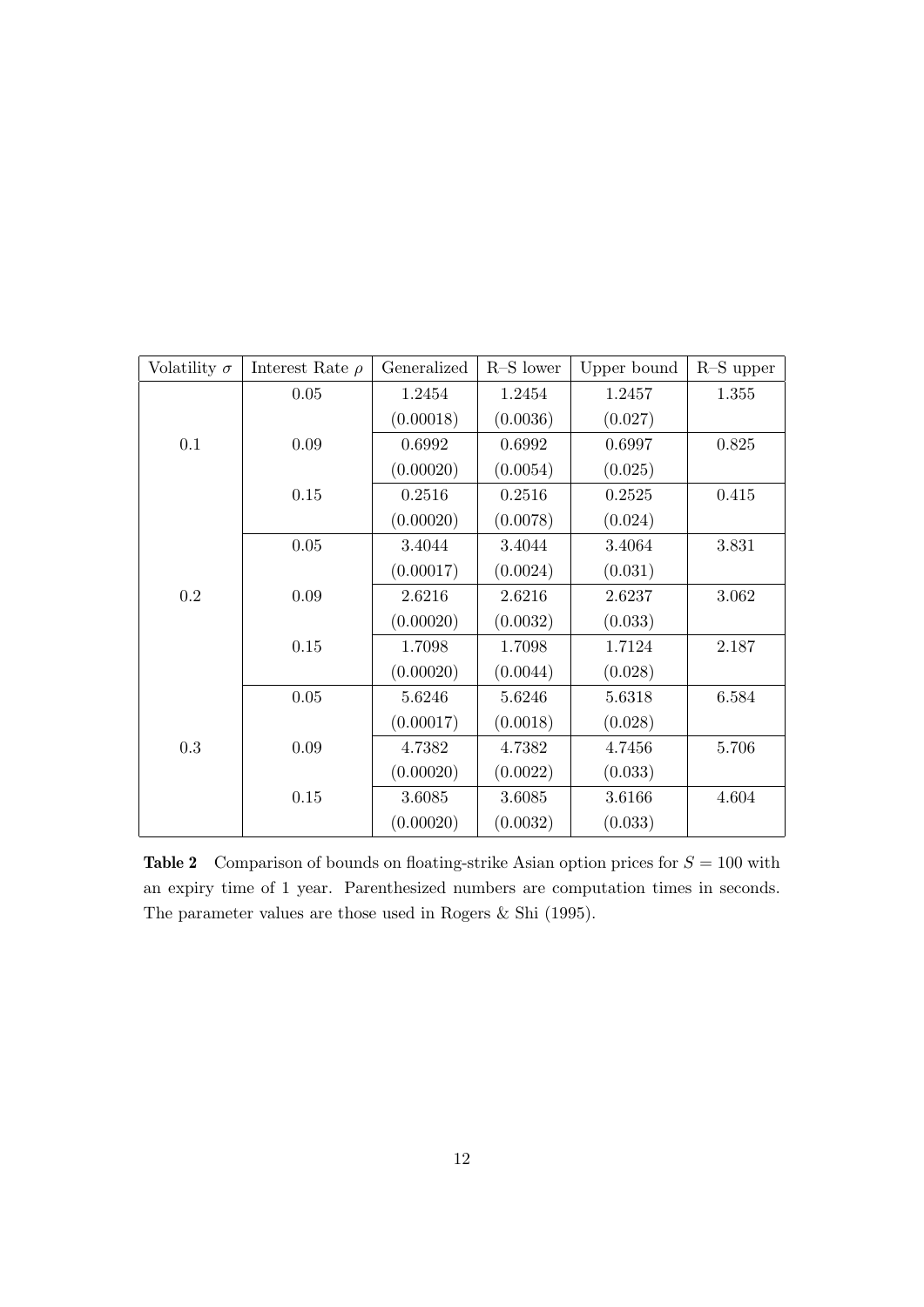| Volatility $\sigma$ | Interest Rate $\rho$ | Generalized | R–S lower | Upper bound | R–S upper |
|---|---|---|---|---|---|
| 0.1 | 0.05 | 1.2454 | 1.2454 | 1.2457 | 1.355 |
| | | (0.00018) | (0.0036) | (0.027) | |
| | 0.09 | 0.6992 | 0.6992 | 0.6997 | 0.825 |
| | | (0.00020) | (0.0054) | (0.025) | |
| | 0.15 | 0.2516 | 0.2516 | 0.2525 | 0.415 |
| | | (0.00020) | (0.0078) | (0.024) | |
| 0.2 | 0.05 | 3.4044 | 3.4044 | 3.4064 | 3.831 |
| | | (0.00017) | (0.0024) | (0.031) | |
| | 0.09 | 2.6216 | 2.6216 | 2.6237 | 3.062 |
| | | (0.00020) | (0.0032) | (0.033) | |
| | 0.15 | 1.7098 | 1.7098 | 1.7124 | 2.187 |
| | | (0.00020) | (0.0044) | (0.028) | |
| 0.3 | 0.05 | 5.6246 | 5.6246 | 5.6318 | 6.584 |
| | | (0.00017) | (0.0018) | (0.028) | |
| | 0.09 | 4.7382 | 4.7382 | 4.7456 | 5.706 |
| | | (0.00020) | (0.0022) | (0.033) | |
| | 0.15 | 3.6085 | 3.6085 | 3.6166 | 4.604 |
| | | (0.00020) | (0.0032) | (0.033) | |

**Table 2** Comparison of bounds on floating-strike Asian option prices for $S = 100$ with an expiry time of 1 year. Parenthesized numbers are computation times in seconds. The parameter values are those used in Rogers & Shi (1995).